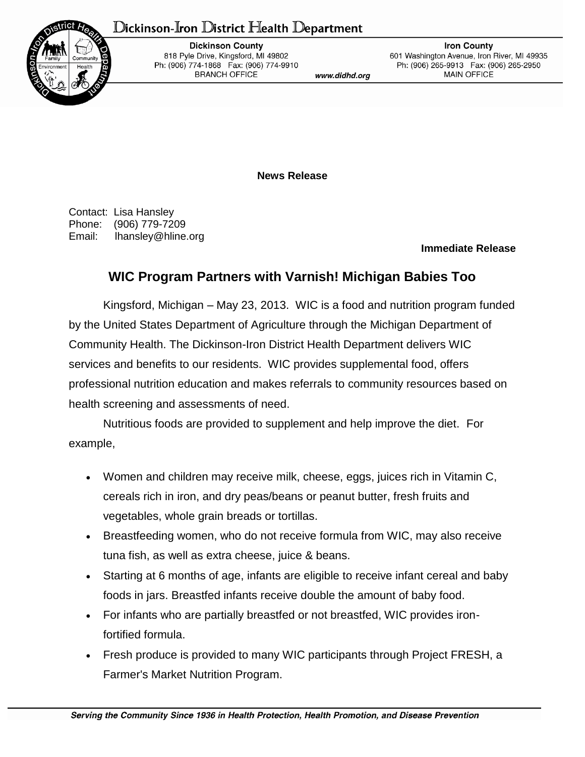# Dickinson-Iron District Health Department

**Dickinson County**
818 Pyle Drive, Kingsford, MI 49802
Ph: (906) 774-1868 Fax: (906) 774-9910
BRANCH OFFICE

*www.didhd.org*

**Iron County**
601 Washington Avenue, Iron River, MI 49935
Ph: (906) 265-9913 Fax: (906) 265-2950
MAIN OFFICE

**News Release**

Contact: Lisa Hansley
Phone: (906) 779-7209
Email: lhansley@hline.org

**Immediate Release**

## WIC Program Partners with Varnish! Michigan Babies Too

Kingsford, Michigan – May 23, 2013. WIC is a food and nutrition program funded by the United States Department of Agriculture through the Michigan Department of Community Health. The Dickinson-Iron District Health Department delivers WIC services and benefits to our residents. WIC provides supplemental food, offers professional nutrition education and makes referrals to community resources based on health screening and assessments of need.

Nutritious foods are provided to supplement and help improve the diet. For example,

- Women and children may receive milk, cheese, eggs, juices rich in Vitamin C, cereals rich in iron, and dry peas/beans or peanut butter, fresh fruits and vegetables, whole grain breads or tortillas.
- Breastfeeding women, who do not receive formula from WIC, may also receive tuna fish, as well as extra cheese, juice & beans.
- Starting at 6 months of age, infants are eligible to receive infant cereal and baby foods in jars. Breastfed infants receive double the amount of baby food.
- For infants who are partially breastfed or not breastfed, WIC provides iron-fortified formula.
- Fresh produce is provided to many WIC participants through Project FRESH, a Farmer's Market Nutrition Program.

*Serving the Community Since 1936 in Health Protection, Health Promotion, and Disease Prevention*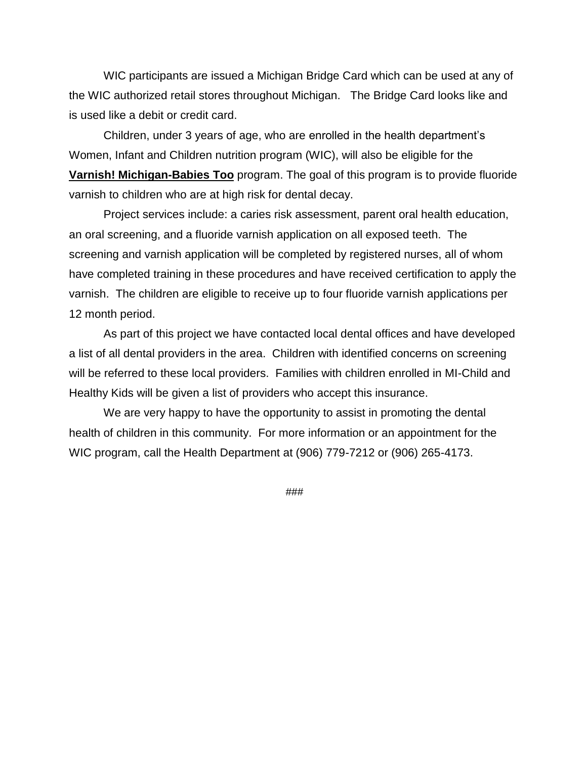WIC participants are issued a Michigan Bridge Card which can be used at any of the WIC authorized retail stores throughout Michigan. The Bridge Card looks like and is used like a debit or credit card.

Children, under 3 years of age, who are enrolled in the health department's Women, Infant and Children nutrition program (WIC), will also be eligible for the **Varnish! Michigan-Babies Too** program. The goal of this program is to provide fluoride varnish to children who are at high risk for dental decay.

Project services include: a caries risk assessment, parent oral health education, an oral screening, and a fluoride varnish application on all exposed teeth. The screening and varnish application will be completed by registered nurses, all of whom have completed training in these procedures and have received certification to apply the varnish. The children are eligible to receive up to four fluoride varnish applications per 12 month period.

As part of this project we have contacted local dental offices and have developed a list of all dental providers in the area. Children with identified concerns on screening will be referred to these local providers. Families with children enrolled in MI-Child and Healthy Kids will be given a list of providers who accept this insurance.

We are very happy to have the opportunity to assist in promoting the dental health of children in this community. For more information or an appointment for the WIC program, call the Health Department at (906) 779-7212 or (906) 265-4173.

###